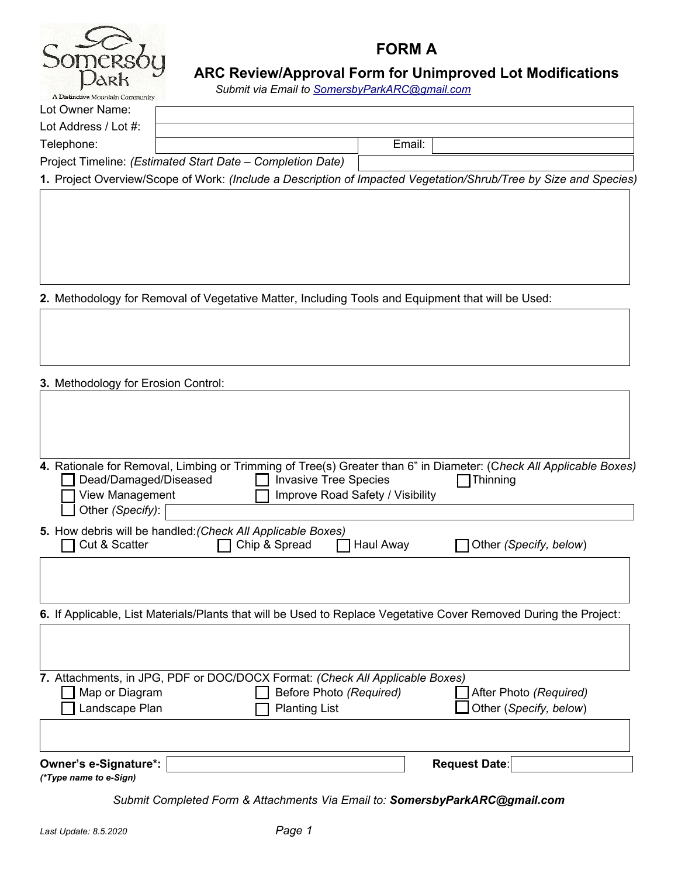Somersby Park
A Distinctive Mountain Community

# FORM A

## ARC Review/Approval Form for Unimproved Lot Modifications

*Submit via Email to SomersbyParkARC@gmail.com*

Lot Owner Name:

Lot Address / Lot #:

Telephone: Email:

Project Timeline: *(Estimated Start Date – Completion Date)*

**1.** Project Overview/Scope of Work: *(Include a Description of Impacted Vegetation/Shrub/Tree by Size and Species)*

**2.** Methodology for Removal of Vegetative Matter, Including Tools and Equipment that will be Used:

**3.** Methodology for Erosion Control:

**4.** Rationale for Removal, Limbing or Trimming of Tree(s) Greater than 6" in Diameter: (C*heck All Applicable Boxes)*

- ☐ Dead/Damaged/Diseased
- ☐ Invasive Tree Species
- ☐ Thinning
- ☐ View Management
- ☐ Improve Road Safety / Visibility
- ☐ Other *(Specify)*:

**5.** How debris will be handled:*(Check All Applicable Boxes)*

- ☐ Cut & Scatter
- ☐ Chip & Spread
- ☐ Haul Away
- ☐ Other *(Specify, below)*

**6.** If Applicable, List Materials/Plants that will be Used to Replace Vegetative Cover Removed During the Project:

**7.** Attachments, in JPG, PDF or DOC/DOCX Format: *(Check All Applicable Boxes)*

- ☐ Map or Diagram
- ☐ Before Photo *(Required)*
- ☐ After Photo *(Required)*
- ☐ Landscape Plan
- ☐ Planting List
- ☐ Other (*Specify, below*)

**Owner's e-Signature\*:** **Request Date**:

***(\*Type name to e-Sign)***

*Submit Completed Form & Attachments Via Email to:* ***SomersbyParkARC@gmail.com***

*Last Update: 8.5.2020*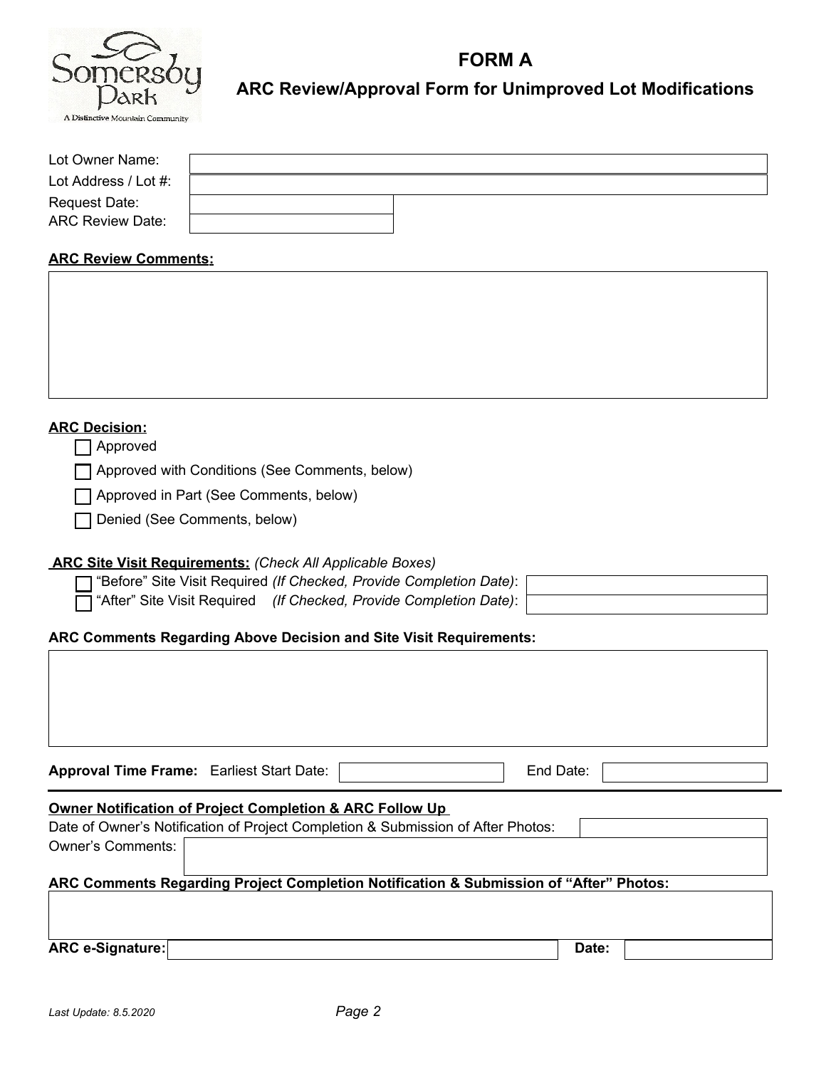# FORM A

## ARC Review/Approval Form for Unimproved Lot Modifications

Lot Owner Name:

Lot Address / Lot #:

Request Date:

ARC Review Date:

**ARC Review Comments:**

**ARC Decision:**

- ☐ Approved
- ☐ Approved with Conditions (See Comments, below)
- ☐ Approved in Part (See Comments, below)
- ☐ Denied (See Comments, below)

**ARC Site Visit Requirements:** *(Check All Applicable Boxes)*

- ☐ "Before" Site Visit Required *(If Checked, Provide Completion Date)*:
- ☐ "After" Site Visit Required *(If Checked, Provide Completion Date)*:

**ARC Comments Regarding Above Decision and Site Visit Requirements:**

**Approval Time Frame:** Earliest Start Date: End Date:

---

**Owner Notification of Project Completion & ARC Follow Up**

Date of Owner's Notification of Project Completion & Submission of After Photos:

Owner's Comments:

**ARC Comments Regarding Project Completion Notification & Submission of "After" Photos:**

**ARC e-Signature:** **Date:**

*Last Update: 8.5.2020*